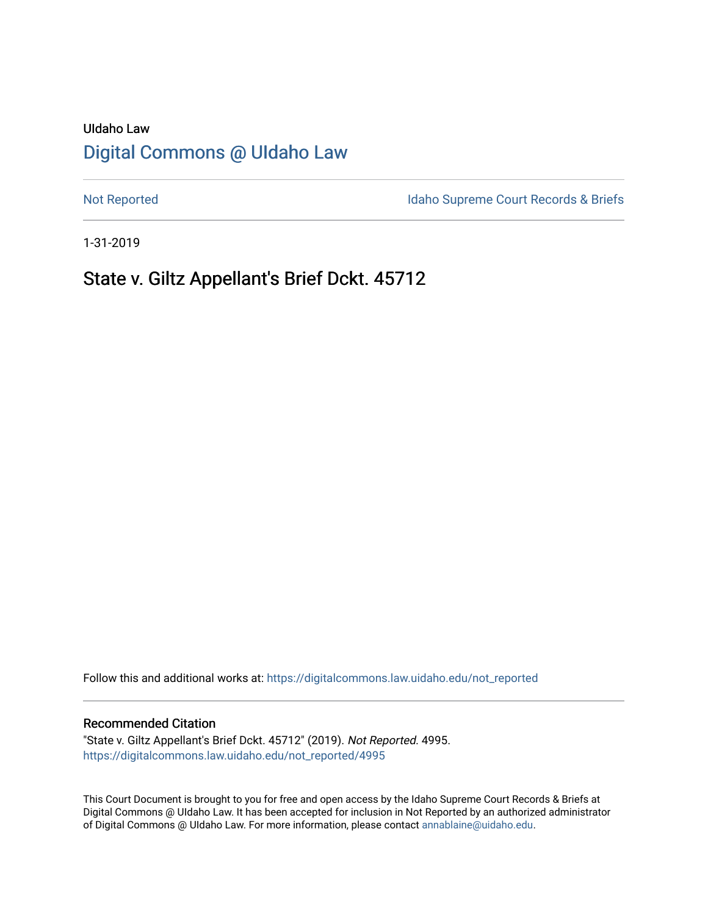UIdaho Law

# Digital Commons @ UIdaho Law

Not Reported

Idaho Supreme Court Records & Briefs

1-31-2019

## State v. Giltz Appellant's Brief Dckt. 45712

Follow this and additional works at: https://digitalcommons.law.uidaho.edu/not_reported

### Recommended Citation

"State v. Giltz Appellant's Brief Dckt. 45712" (2019). *Not Reported*. 4995.
https://digitalcommons.law.uidaho.edu/not_reported/4995

This Court Document is brought to you for free and open access by the Idaho Supreme Court Records & Briefs at Digital Commons @ UIdaho Law. It has been accepted for inclusion in Not Reported by an authorized administrator of Digital Commons @ UIdaho Law. For more information, please contact annablaine@uidaho.edu.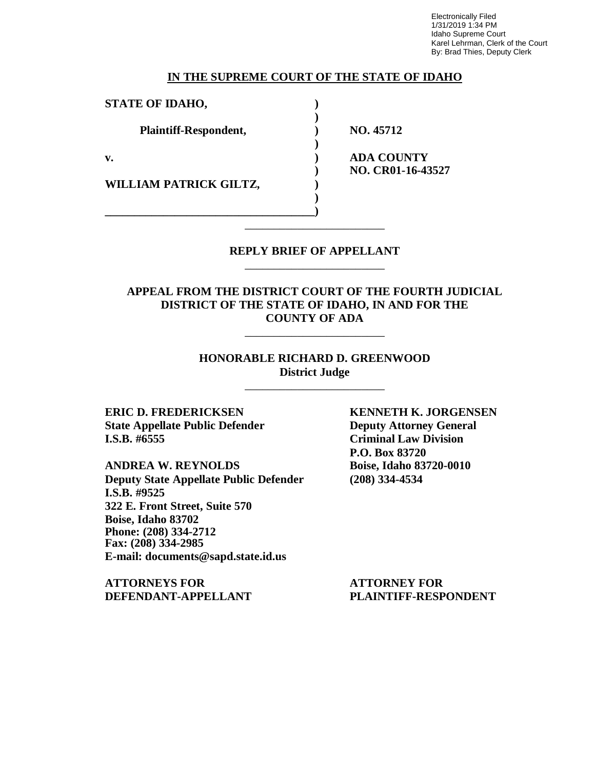Electronically Filed
1/31/2019 1:34 PM
Idaho Supreme Court
Karel Lehrman, Clerk of the Court
By: Brad Thies, Deputy Clerk

**IN THE SUPREME COURT OF THE STATE OF IDAHO**

| | | |
|---|---|---|
| **STATE OF IDAHO,** | **)** | |
| | **)** | |
| **Plaintiff-Respondent,** | **)** | **NO. 45712** |
| | **)** | |
| **v.** | **)** | **ADA COUNTY** |
| | **)** | **NO. CR01-16-43527** |
| **WILLIAM PATRICK GILTZ,** | **)** | |
| | **)** | |
| **Defendant-Appellant.** | **)** | |

---

## REPLY BRIEF OF APPELLANT

---

**APPEAL FROM THE DISTRICT COURT OF THE FOURTH JUDICIAL DISTRICT OF THE STATE OF IDAHO, IN AND FOR THE COUNTY OF ADA**

---

**HONORABLE RICHARD D. GREENWOOD**
**District Judge**

---

**ERIC D. FREDERICKSEN**
**State Appellate Public Defender**
**I.S.B. #6555**

**ANDREA W. REYNOLDS**
**Deputy State Appellate Public Defender**
**I.S.B. #9525**
**322 E. Front Street, Suite 570**
**Boise, Idaho 83702**
**Phone: (208) 334-2712**
**Fax: (208) 334-2985**
**E-mail: documents@sapd.state.id.us**

**ATTORNEYS FOR DEFENDANT-APPELLANT**

**KENNETH K. JORGENSEN**
**Deputy Attorney General**
**Criminal Law Division**
**P.O. Box 83720**
**Boise, Idaho 83720-0010**
**(208) 334-4534**

**ATTORNEY FOR PLAINTIFF-RESPONDENT**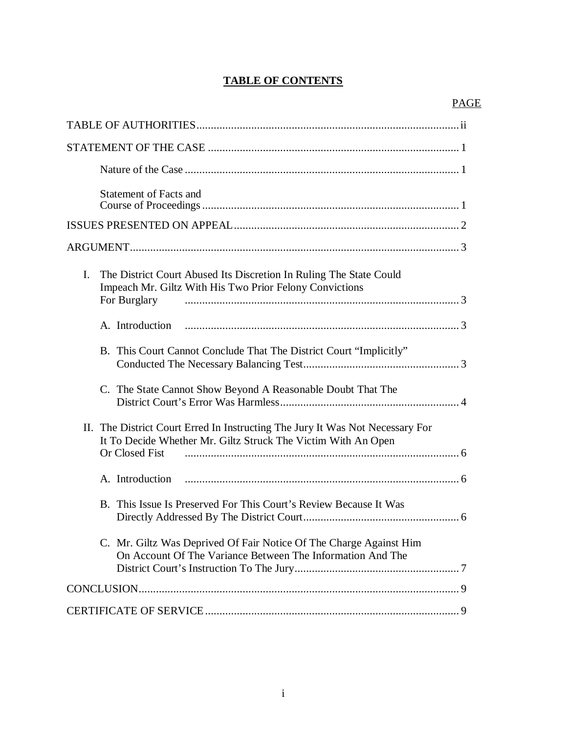# TABLE OF CONTENTS

| | PAGE |
|---|---|
| TABLE OF AUTHORITIES | ii |
| STATEMENT OF THE CASE | 1 |
| Nature of the Case | 1 |
| Statement of Facts and Course of Proceedings | 1 |
| ISSUES PRESENTED ON APPEAL | 2 |
| ARGUMENT | 3 |
| I. The District Court Abused Its Discretion In Ruling The State Could Impeach Mr. Giltz With His Two Prior Felony Convictions For Burglary | 3 |
| A. Introduction | 3 |
| B. This Court Cannot Conclude That The District Court "Implicitly" Conducted The Necessary Balancing Test | 3 |
| C. The State Cannot Show Beyond A Reasonable Doubt That The District Court's Error Was Harmless | 4 |
| II. The District Court Erred In Instructing The Jury It Was Not Necessary For It To Decide Whether Mr. Giltz Struck The Victim With An Open Or Closed Fist | 6 |
| A. Introduction | 6 |
| B. This Issue Is Preserved For This Court's Review Because It Was Directly Addressed By The District Court | 6 |
| C. Mr. Giltz Was Deprived Of Fair Notice Of The Charge Against Him On Account Of The Variance Between The Information And The District Court's Instruction To The Jury | 7 |
| CONCLUSION | 9 |
| CERTIFICATE OF SERVICE | 9 |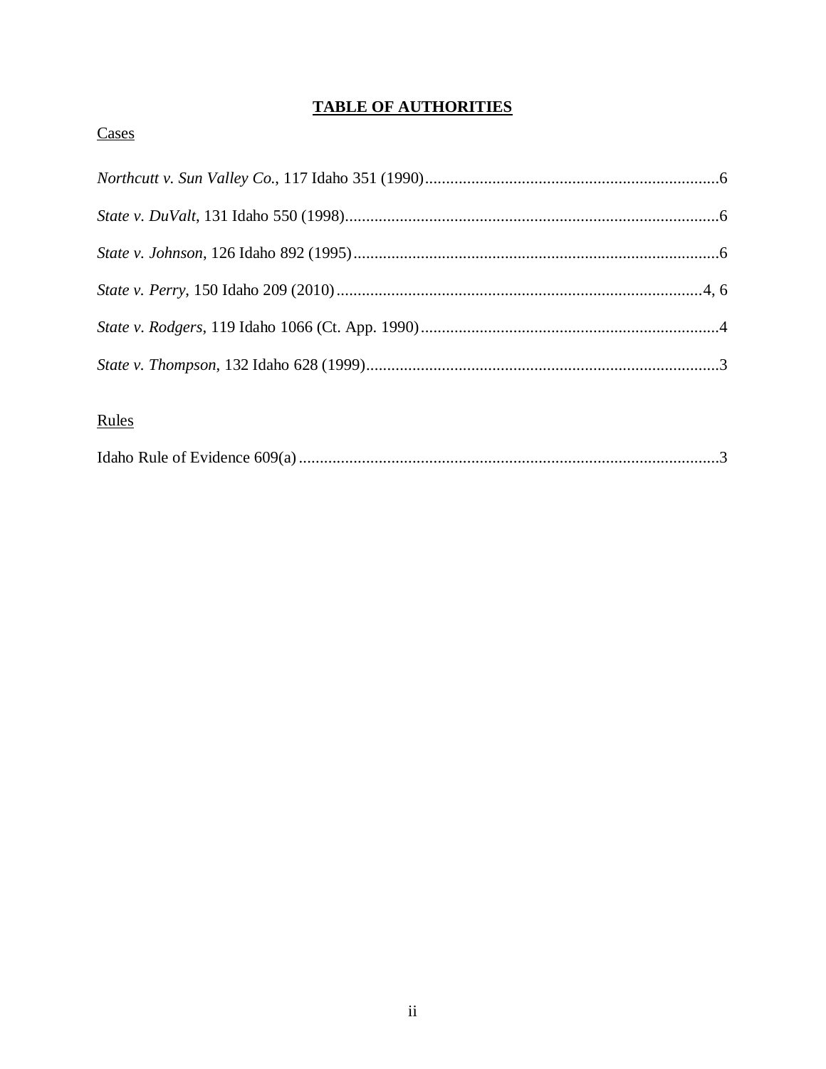# **TABLE OF AUTHORITIES**

Cases

*Northcutt v. Sun Valley Co.*, 117 Idaho 351 (1990)......................................................................6

*State v. DuValt*, 131 Idaho 550 (1998)..........................................................................................6

*State v. Johnson*, 126 Idaho 892 (1995)........................................................................................6

*State v. Perry*, 150 Idaho 209 (2010).......................................................................................4, 6

*State v. Rodgers*, 119 Idaho 1066 (Ct. App. 1990).......................................................................4

*State v. Thompson*, 132 Idaho 628 (1999).....................................................................................3

Rules

Idaho Rule of Evidence 609(a).....................................................................................................3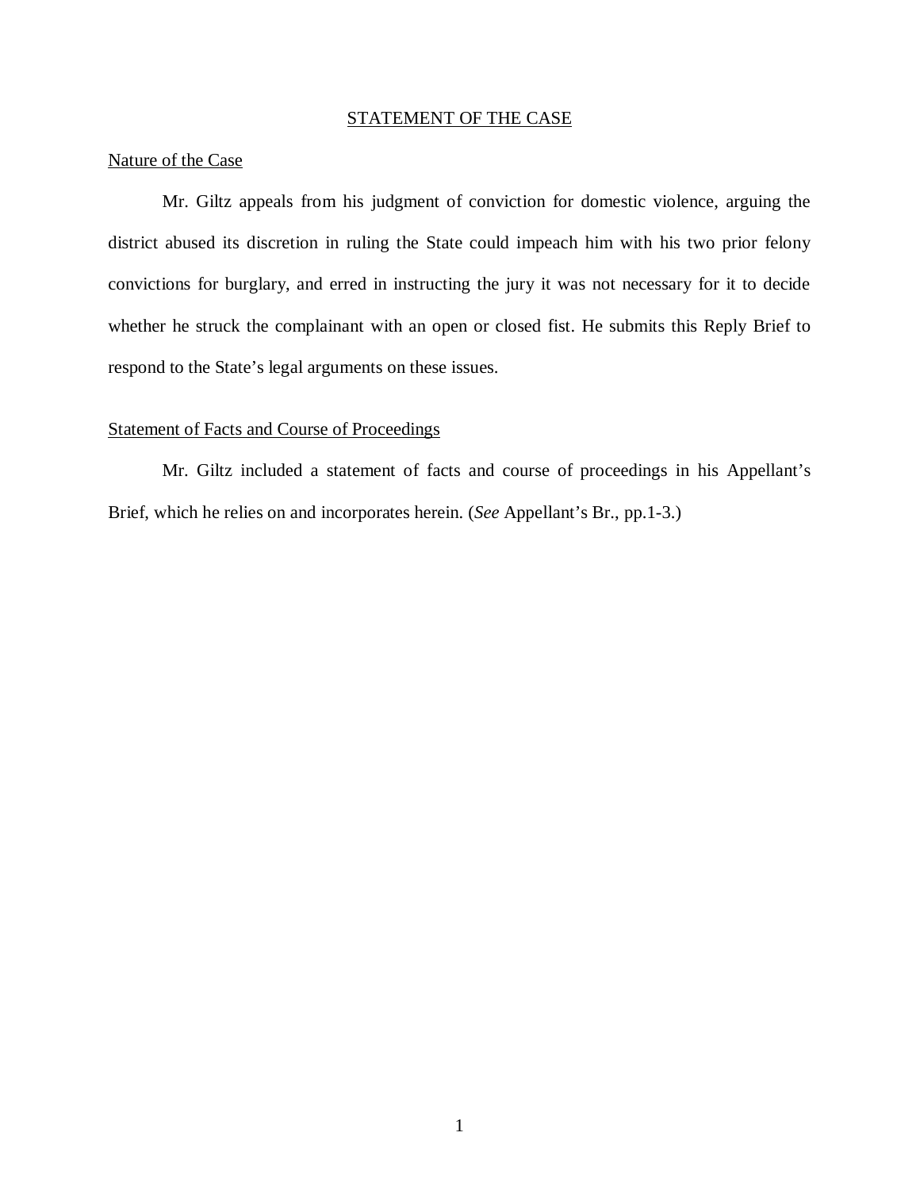## STATEMENT OF THE CASE

### Nature of the Case

Mr. Giltz appeals from his judgment of conviction for domestic violence, arguing the district abused its discretion in ruling the State could impeach him with his two prior felony convictions for burglary, and erred in instructing the jury it was not necessary for it to decide whether he struck the complainant with an open or closed fist. He submits this Reply Brief to respond to the State's legal arguments on these issues.

### Statement of Facts and Course of Proceedings

Mr. Giltz included a statement of facts and course of proceedings in his Appellant's Brief, which he relies on and incorporates herein. (*See* Appellant's Br., pp.1-3.)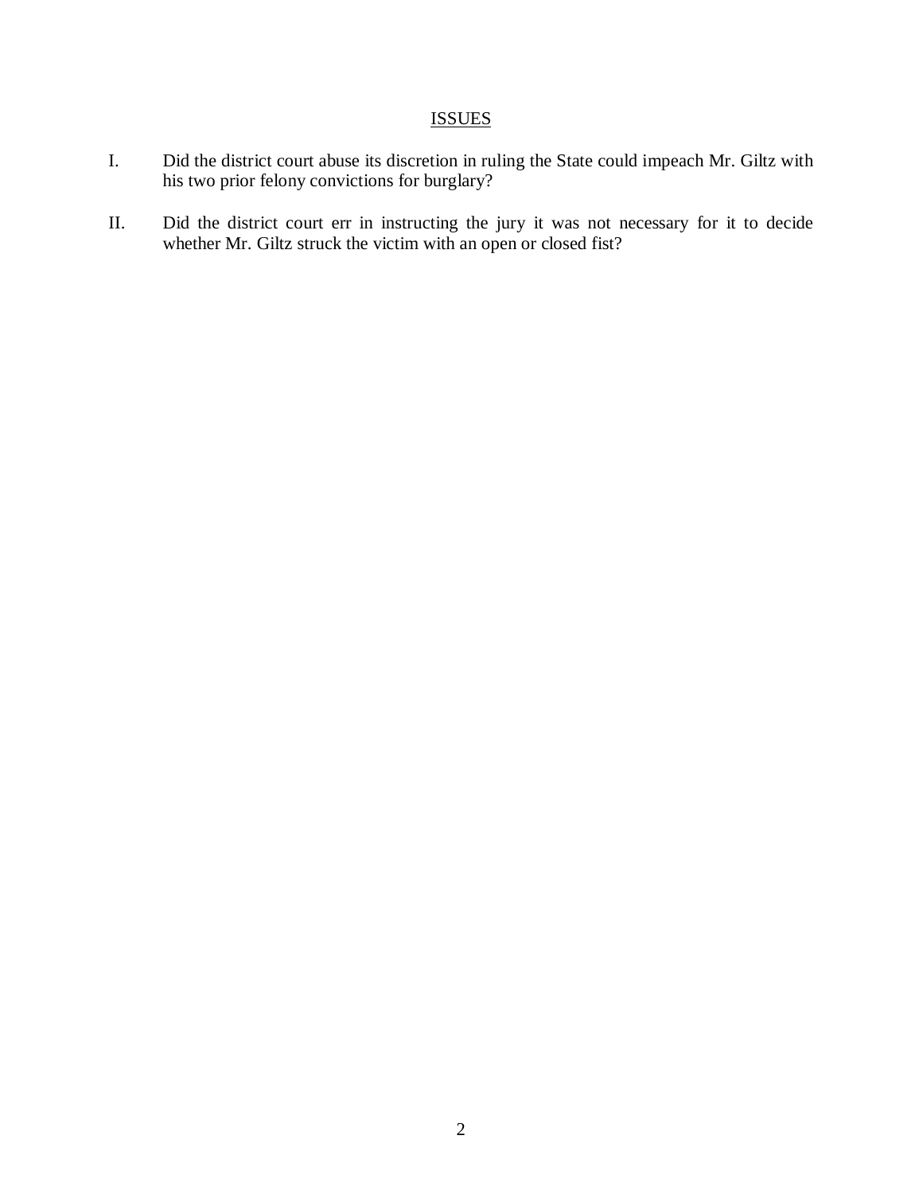## ISSUES

I. Did the district court abuse its discretion in ruling the State could impeach Mr. Giltz with his two prior felony convictions for burglary?

II. Did the district court err in instructing the jury it was not necessary for it to decide whether Mr. Giltz struck the victim with an open or closed fist?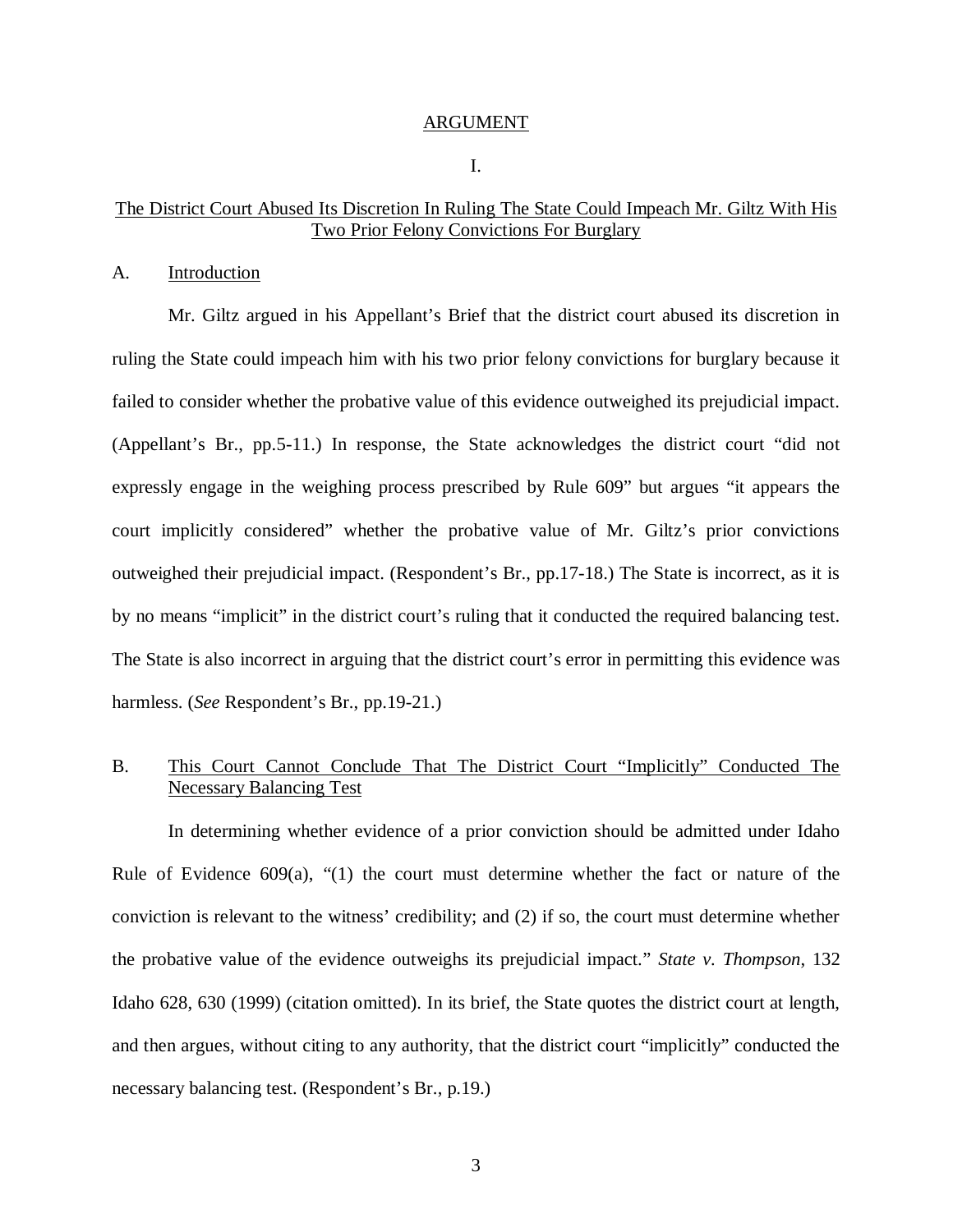# ARGUMENT

## I.

## The District Court Abused Its Discretion In Ruling The State Could Impeach Mr. Giltz With His Two Prior Felony Convictions For Burglary

### A. Introduction

Mr. Giltz argued in his Appellant's Brief that the district court abused its discretion in ruling the State could impeach him with his two prior felony convictions for burglary because it failed to consider whether the probative value of this evidence outweighed its prejudicial impact. (Appellant's Br., pp.5-11.) In response, the State acknowledges the district court "did not expressly engage in the weighing process prescribed by Rule 609" but argues "it appears the court implicitly considered" whether the probative value of Mr. Giltz's prior convictions outweighed their prejudicial impact. (Respondent's Br., pp.17-18.) The State is incorrect, as it is by no means "implicit" in the district court's ruling that it conducted the required balancing test. The State is also incorrect in arguing that the district court's error in permitting this evidence was harmless. (*See* Respondent's Br., pp.19-21.)

### B. This Court Cannot Conclude That The District Court "Implicitly" Conducted The Necessary Balancing Test

In determining whether evidence of a prior conviction should be admitted under Idaho Rule of Evidence 609(a), "(1) the court must determine whether the fact or nature of the conviction is relevant to the witness' credibility; and (2) if so, the court must determine whether the probative value of the evidence outweighs its prejudicial impact." *State v. Thompson*, 132 Idaho 628, 630 (1999) (citation omitted). In its brief, the State quotes the district court at length, and then argues, without citing to any authority, that the district court "implicitly" conducted the necessary balancing test. (Respondent's Br., p.19.)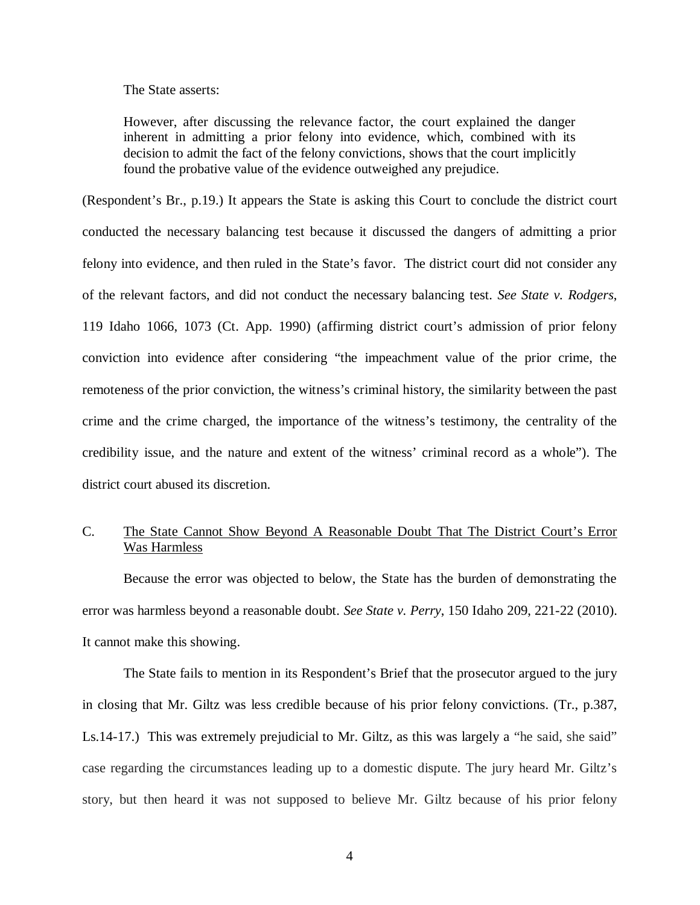The State asserts:

> However, after discussing the relevance factor, the court explained the danger inherent in admitting a prior felony into evidence, which, combined with its decision to admit the fact of the felony convictions, shows that the court implicitly found the probative value of the evidence outweighed any prejudice.

(Respondent's Br., p.19.) It appears the State is asking this Court to conclude the district court conducted the necessary balancing test because it discussed the dangers of admitting a prior felony into evidence, and then ruled in the State's favor. The district court did not consider any of the relevant factors, and did not conduct the necessary balancing test. *See State v. Rodgers*, 119 Idaho 1066, 1073 (Ct. App. 1990) (affirming district court's admission of prior felony conviction into evidence after considering "the impeachment value of the prior crime, the remoteness of the prior conviction, the witness's criminal history, the similarity between the past crime and the crime charged, the importance of the witness's testimony, the centrality of the credibility issue, and the nature and extent of the witness' criminal record as a whole"). The district court abused its discretion.

## C. <u>The State Cannot Show Beyond A Reasonable Doubt That The District Court's Error Was Harmless</u>

Because the error was objected to below, the State has the burden of demonstrating the error was harmless beyond a reasonable doubt. *See State v. Perry*, 150 Idaho 209, 221-22 (2010). It cannot make this showing.

The State fails to mention in its Respondent's Brief that the prosecutor argued to the jury in closing that Mr. Giltz was less credible because of his prior felony convictions. (Tr., p.387, Ls.14-17.) This was extremely prejudicial to Mr. Giltz, as this was largely a "he said, she said" case regarding the circumstances leading up to a domestic dispute. The jury heard Mr. Giltz's story, but then heard it was not supposed to believe Mr. Giltz because of his prior felony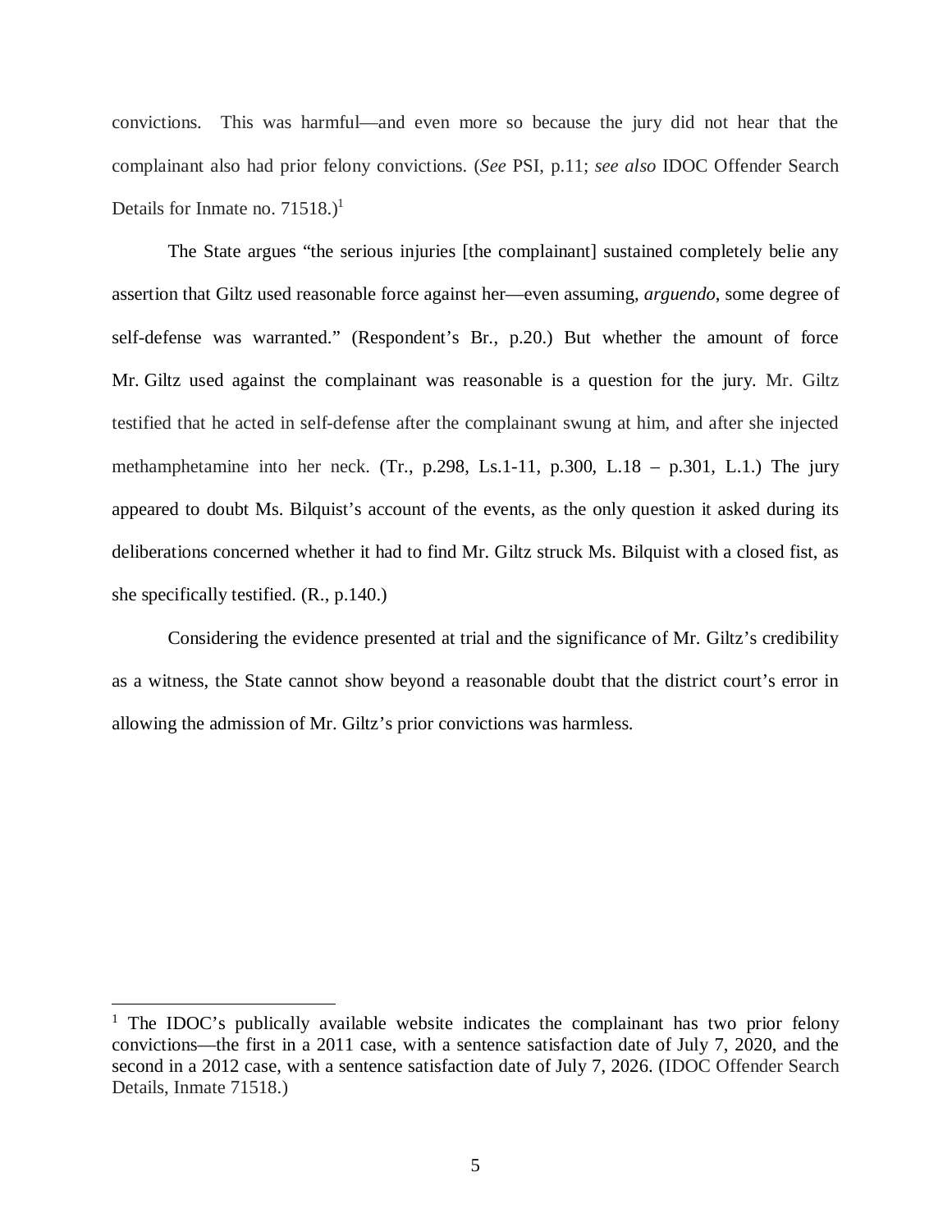convictions. This was harmful—and even more so because the jury did not hear that the complainant also had prior felony convictions. (*See* PSI, p.11; *see also* IDOC Offender Search Details for Inmate no. 71518.)[1]

The State argues "the serious injuries [the complainant] sustained completely belie any assertion that Giltz used reasonable force against her—even assuming, *arguendo*, some degree of self-defense was warranted." (Respondent's Br., p.20.) But whether the amount of force Mr. Giltz used against the complainant was reasonable is a question for the jury. Mr. Giltz testified that he acted in self-defense after the complainant swung at him, and after she injected methamphetamine into her neck. (Tr., p.298, Ls.1-11, p.300, L.18 – p.301, L.1.) The jury appeared to doubt Ms. Bilquist's account of the events, as the only question it asked during its deliberations concerned whether it had to find Mr. Giltz struck Ms. Bilquist with a closed fist, as she specifically testified. (R., p.140.)

Considering the evidence presented at trial and the significance of Mr. Giltz's credibility as a witness, the State cannot show beyond a reasonable doubt that the district court's error in allowing the admission of Mr. Giltz's prior convictions was harmless.

---

[1] The IDOC's publically available website indicates the complainant has two prior felony convictions—the first in a 2011 case, with a sentence satisfaction date of July 7, 2020, and the second in a 2012 case, with a sentence satisfaction date of July 7, 2026. (IDOC Offender Search Details, Inmate 71518.)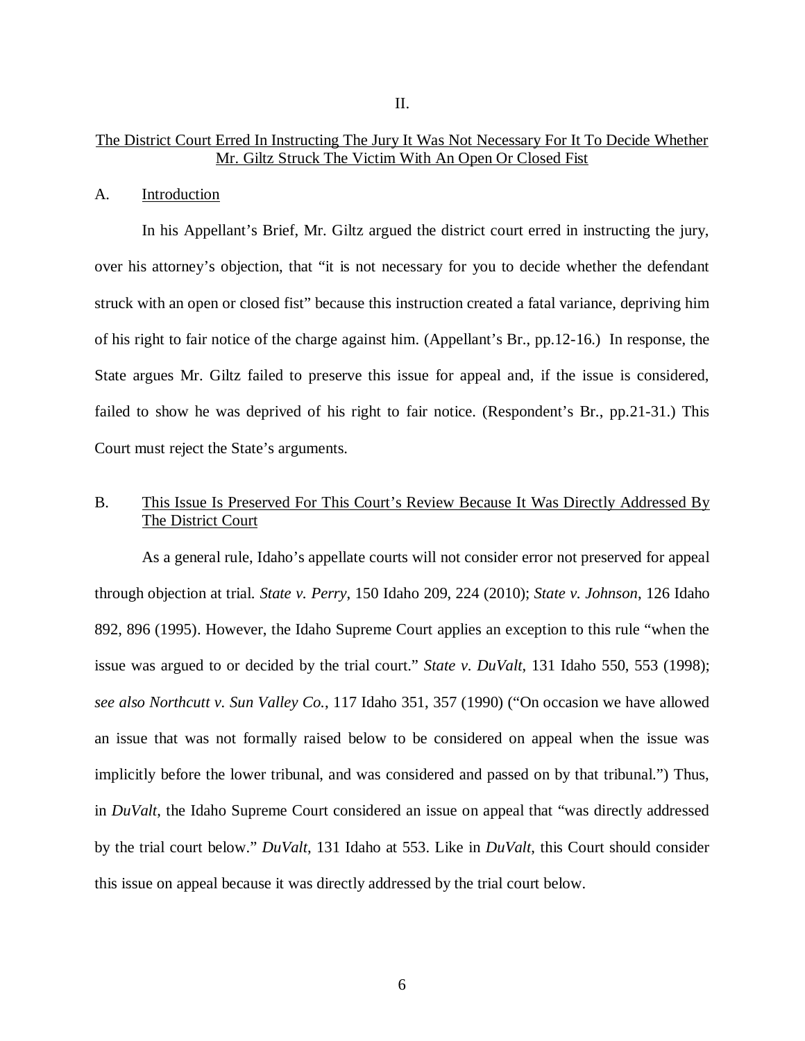II.

<u>The District Court Erred In Instructing The Jury It Was Not Necessary For It To Decide Whether Mr. Giltz Struck The Victim With An Open Or Closed Fist</u>

A. <u>Introduction</u>

In his Appellant's Brief, Mr. Giltz argued the district court erred in instructing the jury, over his attorney's objection, that "it is not necessary for you to decide whether the defendant struck with an open or closed fist" because this instruction created a fatal variance, depriving him of his right to fair notice of the charge against him. (Appellant's Br., pp.12-16.) In response, the State argues Mr. Giltz failed to preserve this issue for appeal and, if the issue is considered, failed to show he was deprived of his right to fair notice. (Respondent's Br., pp.21-31.) This Court must reject the State's arguments.

B. <u>This Issue Is Preserved For This Court's Review Because It Was Directly Addressed By The District Court</u>

As a general rule, Idaho's appellate courts will not consider error not preserved for appeal through objection at trial. *State v. Perry*, 150 Idaho 209, 224 (2010); *State v. Johnson*, 126 Idaho 892, 896 (1995). However, the Idaho Supreme Court applies an exception to this rule "when the issue was argued to or decided by the trial court." *State v. DuValt*, 131 Idaho 550, 553 (1998); *see also Northcutt v. Sun Valley Co.*, 117 Idaho 351, 357 (1990) ("On occasion we have allowed an issue that was not formally raised below to be considered on appeal when the issue was implicitly before the lower tribunal, and was considered and passed on by that tribunal.") Thus, in *DuValt*, the Idaho Supreme Court considered an issue on appeal that "was directly addressed by the trial court below." *DuValt*, 131 Idaho at 553. Like in *DuValt*, this Court should consider this issue on appeal because it was directly addressed by the trial court below.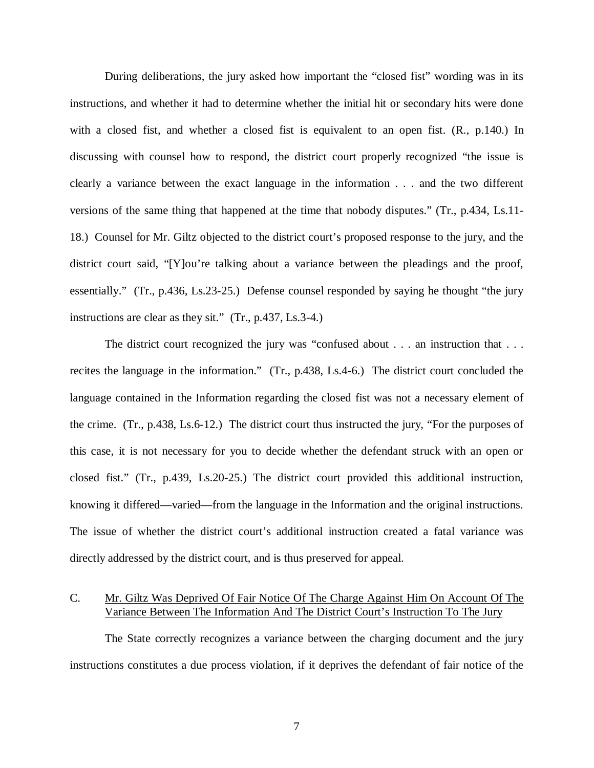During deliberations, the jury asked how important the "closed fist" wording was in its instructions, and whether it had to determine whether the initial hit or secondary hits were done with a closed fist, and whether a closed fist is equivalent to an open fist. (R., p.140.) In discussing with counsel how to respond, the district court properly recognized "the issue is clearly a variance between the exact language in the information . . . and the two different versions of the same thing that happened at the time that nobody disputes." (Tr., p.434, Ls.11-18.) Counsel for Mr. Giltz objected to the district court's proposed response to the jury, and the district court said, "[Y]ou're talking about a variance between the pleadings and the proof, essentially." (Tr., p.436, Ls.23-25.) Defense counsel responded by saying he thought "the jury instructions are clear as they sit." (Tr., p.437, Ls.3-4.)

The district court recognized the jury was "confused about . . . an instruction that . . . recites the language in the information." (Tr., p.438, Ls.4-6.) The district court concluded the language contained in the Information regarding the closed fist was not a necessary element of the crime. (Tr., p.438, Ls.6-12.) The district court thus instructed the jury, "For the purposes of this case, it is not necessary for you to decide whether the defendant struck with an open or closed fist." (Tr., p.439, Ls.20-25.) The district court provided this additional instruction, knowing it differed—varied—from the language in the Information and the original instructions. The issue of whether the district court's additional instruction created a fatal variance was directly addressed by the district court, and is thus preserved for appeal.

## C. Mr. Giltz Was Deprived Of Fair Notice Of The Charge Against Him On Account Of The Variance Between The Information And The District Court's Instruction To The Jury

The State correctly recognizes a variance between the charging document and the jury instructions constitutes a due process violation, if it deprives the defendant of fair notice of the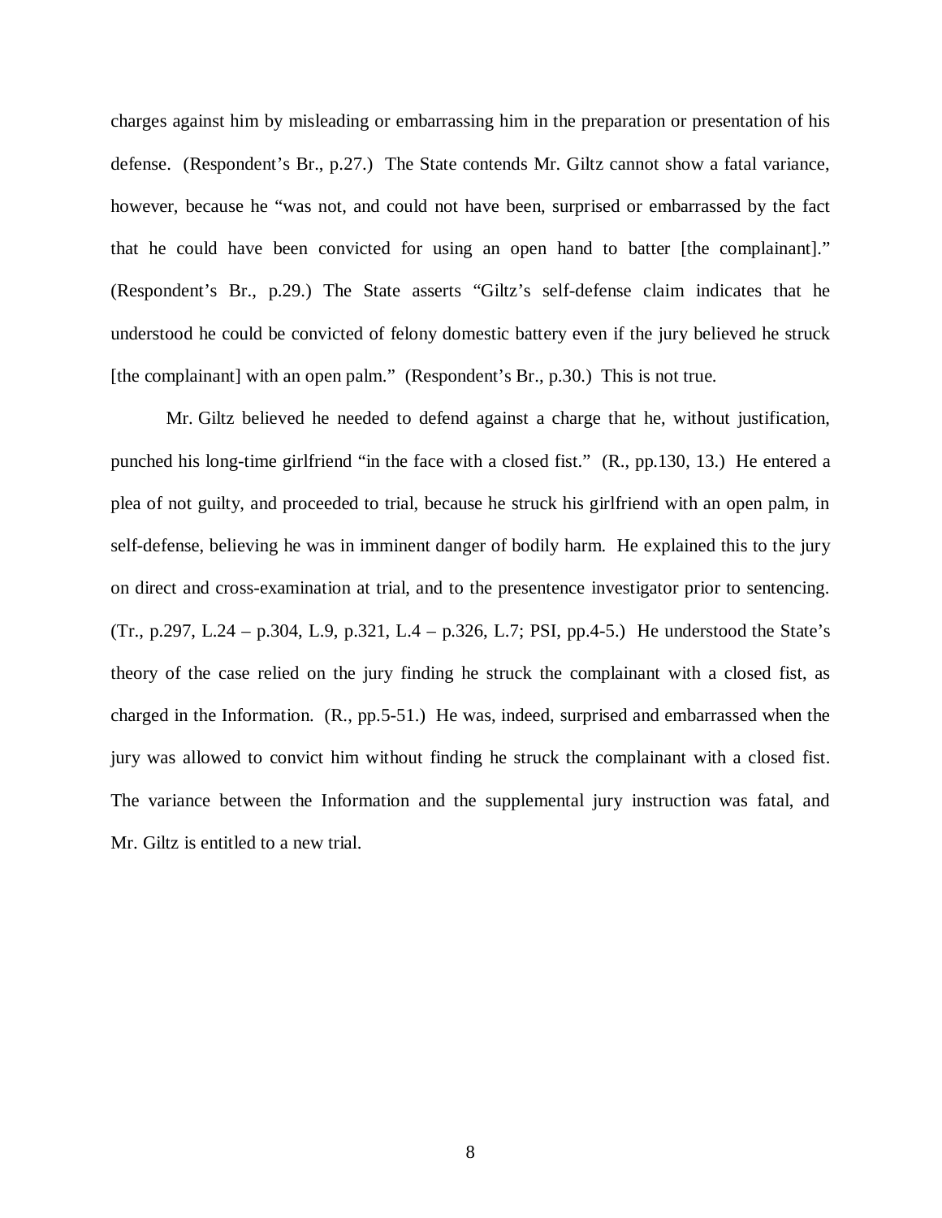charges against him by misleading or embarrassing him in the preparation or presentation of his defense. (Respondent's Br., p.27.) The State contends Mr. Giltz cannot show a fatal variance, however, because he "was not, and could not have been, surprised or embarrassed by the fact that he could have been convicted for using an open hand to batter [the complainant]." (Respondent's Br., p.29.) The State asserts "Giltz's self-defense claim indicates that he understood he could be convicted of felony domestic battery even if the jury believed he struck [the complainant] with an open palm." (Respondent's Br., p.30.) This is not true.

Mr. Giltz believed he needed to defend against a charge that he, without justification, punched his long-time girlfriend "in the face with a closed fist." (R., pp.130, 13.) He entered a plea of not guilty, and proceeded to trial, because he struck his girlfriend with an open palm, in self-defense, believing he was in imminent danger of bodily harm. He explained this to the jury on direct and cross-examination at trial, and to the presentence investigator prior to sentencing. (Tr., p.297, L.24 – p.304, L.9, p.321, L.4 – p.326, L.7; PSI, pp.4-5.) He understood the State's theory of the case relied on the jury finding he struck the complainant with a closed fist, as charged in the Information. (R., pp.5-51.) He was, indeed, surprised and embarrassed when the jury was allowed to convict him without finding he struck the complainant with a closed fist. The variance between the Information and the supplemental jury instruction was fatal, and Mr. Giltz is entitled to a new trial.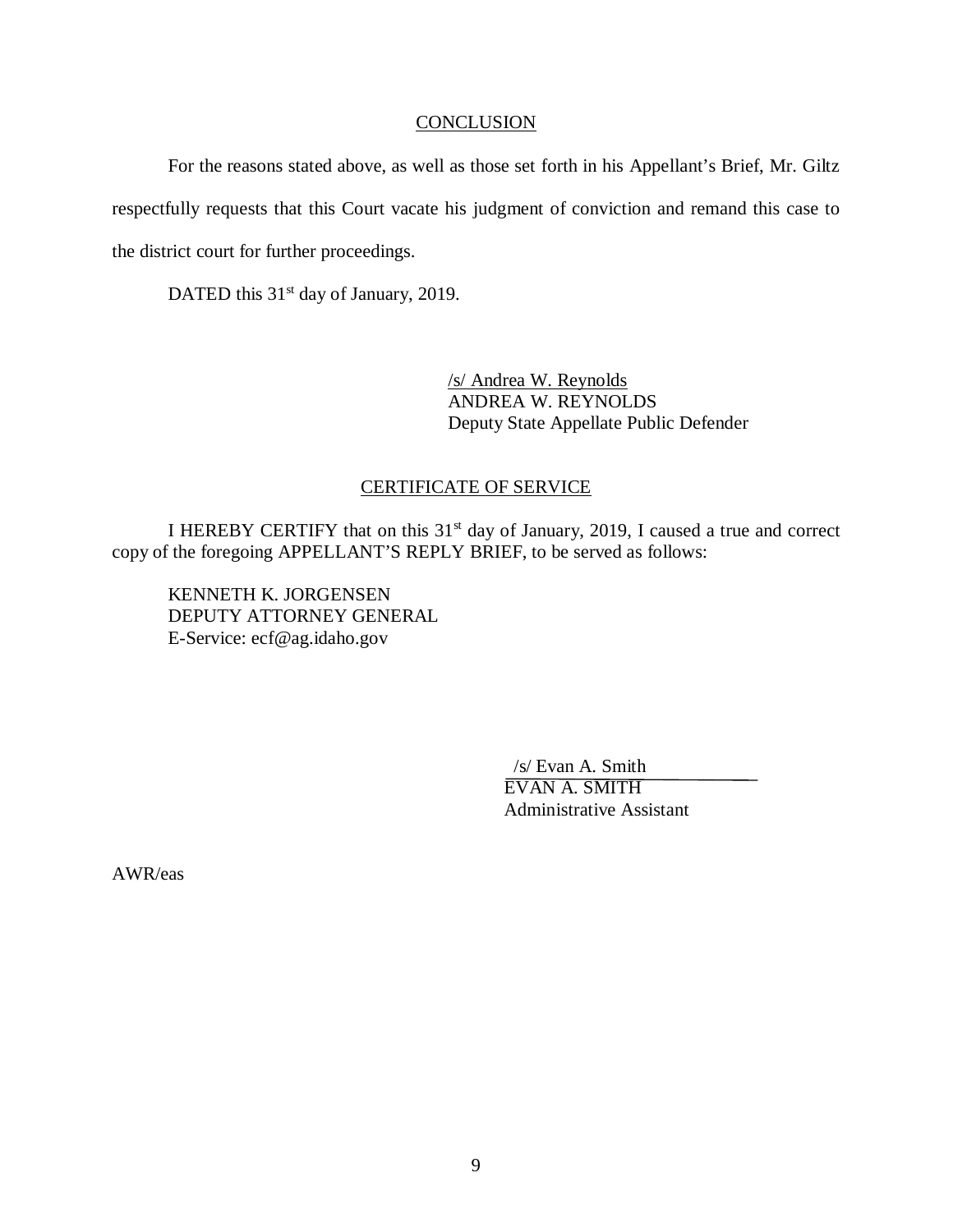## CONCLUSION

For the reasons stated above, as well as those set forth in his Appellant's Brief, Mr. Giltz respectfully requests that this Court vacate his judgment of conviction and remand this case to the district court for further proceedings.

DATED this 31st day of January, 2019.

/s/ Andrea W. Reynolds
ANDREA W. REYNOLDS
Deputy State Appellate Public Defender

## CERTIFICATE OF SERVICE

I HEREBY CERTIFY that on this 31st day of January, 2019, I caused a true and correct copy of the foregoing APPELLANT'S REPLY BRIEF, to be served as follows:

KENNETH K. JORGENSEN
DEPUTY ATTORNEY GENERAL
E-Service: ecf@ag.idaho.gov

/s/ Evan A. Smith
EVAN A. SMITH
Administrative Assistant

AWR/eas